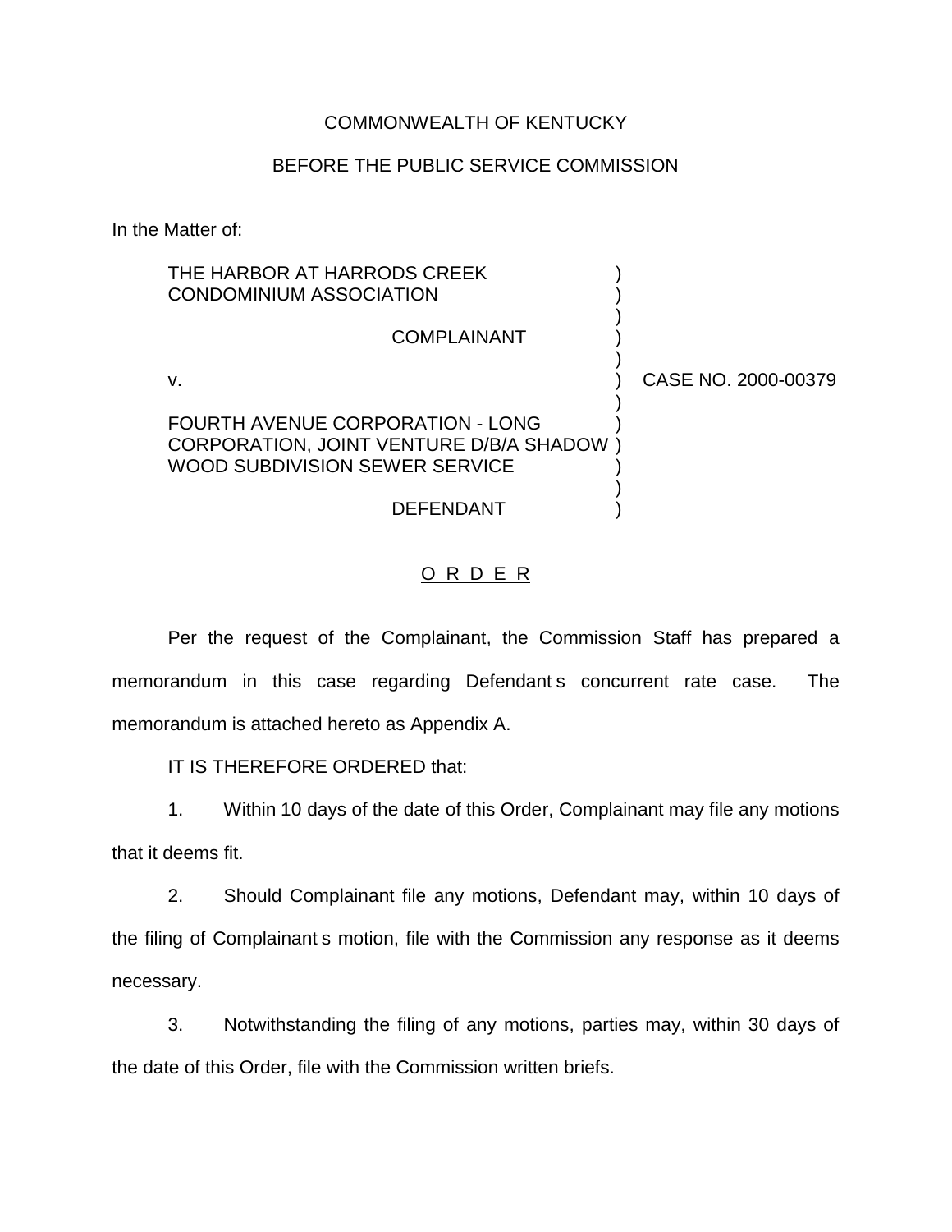COMMONWEALTH OF KENTUCKY

BEFORE THE PUBLIC SERVICE COMMISSION

In the Matter of:

THE HARBOR AT HARRODS CREEK CONDOMINIUM ASSOCIATION

COMPLAINANT

v.

FOURTH AVENUE CORPORATION - LONG CORPORATION, JOINT VENTURE D/B/A SHADOW WOOD SUBDIVISION SEWER SERVICE

DEFENDANT

CASE NO. 2000-00379

## O R D E R

Per the request of the Complainant, the Commission Staff has prepared a memorandum in this case regarding Defendant s concurrent rate case. The memorandum is attached hereto as Appendix A.

IT IS THEREFORE ORDERED that:

1. Within 10 days of the date of this Order, Complainant may file any motions that it deems fit.

2. Should Complainant file any motions, Defendant may, within 10 days of the filing of Complainant s motion, file with the Commission any response as it deems necessary.

3. Notwithstanding the filing of any motions, parties may, within 30 days of the date of this Order, file with the Commission written briefs.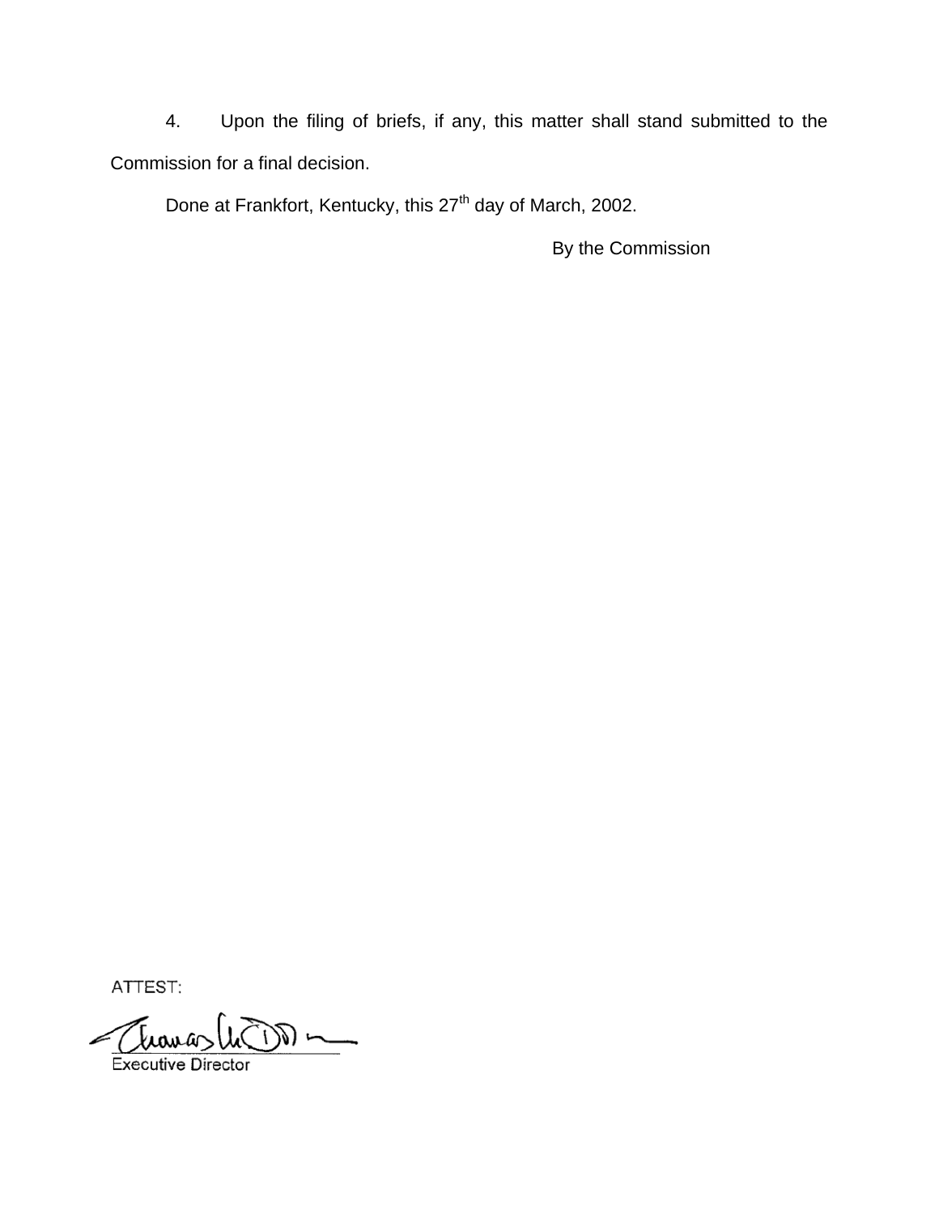4. Upon the filing of briefs, if any, this matter shall stand submitted to the Commission for a final decision.

Done at Frankfort, Kentucky, this 27th day of March, 2002.

By the Commission

ATTEST:

Executive Director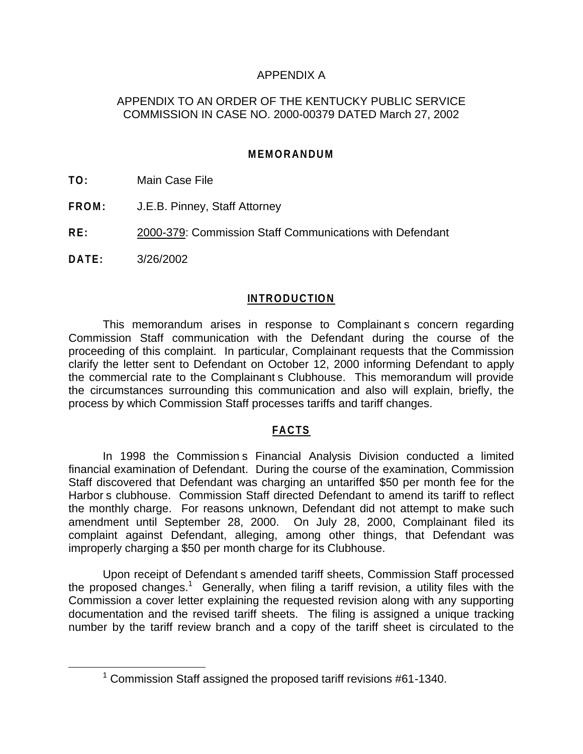APPENDIX A

APPENDIX TO AN ORDER OF THE KENTUCKY PUBLIC SERVICE COMMISSION IN CASE NO. 2000-00379 DATED March 27, 2002

**MEMORANDUM**

**TO:** Main Case File

**FROM:** J.E.B. Pinney, Staff Attorney

**RE:** 2000-379: Commission Staff Communications with Defendant

**DATE:** 3/26/2002

## INTRODUCTION

This memorandum arises in response to Complainant s concern regarding Commission Staff communication with the Defendant during the course of the proceeding of this complaint. In particular, Complainant requests that the Commission clarify the letter sent to Defendant on October 12, 2000 informing Defendant to apply the commercial rate to the Complainant s Clubhouse. This memorandum will provide the circumstances surrounding this communication and also will explain, briefly, the process by which Commission Staff processes tariffs and tariff changes.

## FACTS

In 1998 the Commission s Financial Analysis Division conducted a limited financial examination of Defendant. During the course of the examination, Commission Staff discovered that Defendant was charging an untariffed $50 per month fee for the Harbor s clubhouse. Commission Staff directed Defendant to amend its tariff to reflect the monthly charge. For reasons unknown, Defendant did not attempt to make such amendment until September 28, 2000. On July 28, 2000, Complainant filed its complaint against Defendant, alleging, among other things, that Defendant was improperly charging a $50 per month charge for its Clubhouse.

Upon receipt of Defendant s amended tariff sheets, Commission Staff processed the proposed changes.[1] Generally, when filing a tariff revision, a utility files with the Commission a cover letter explaining the requested revision along with any supporting documentation and the revised tariff sheets. The filing is assigned a unique tracking number by the tariff review branch and a copy of the tariff sheet is circulated to the

[1] Commission Staff assigned the proposed tariff revisions #61-1340.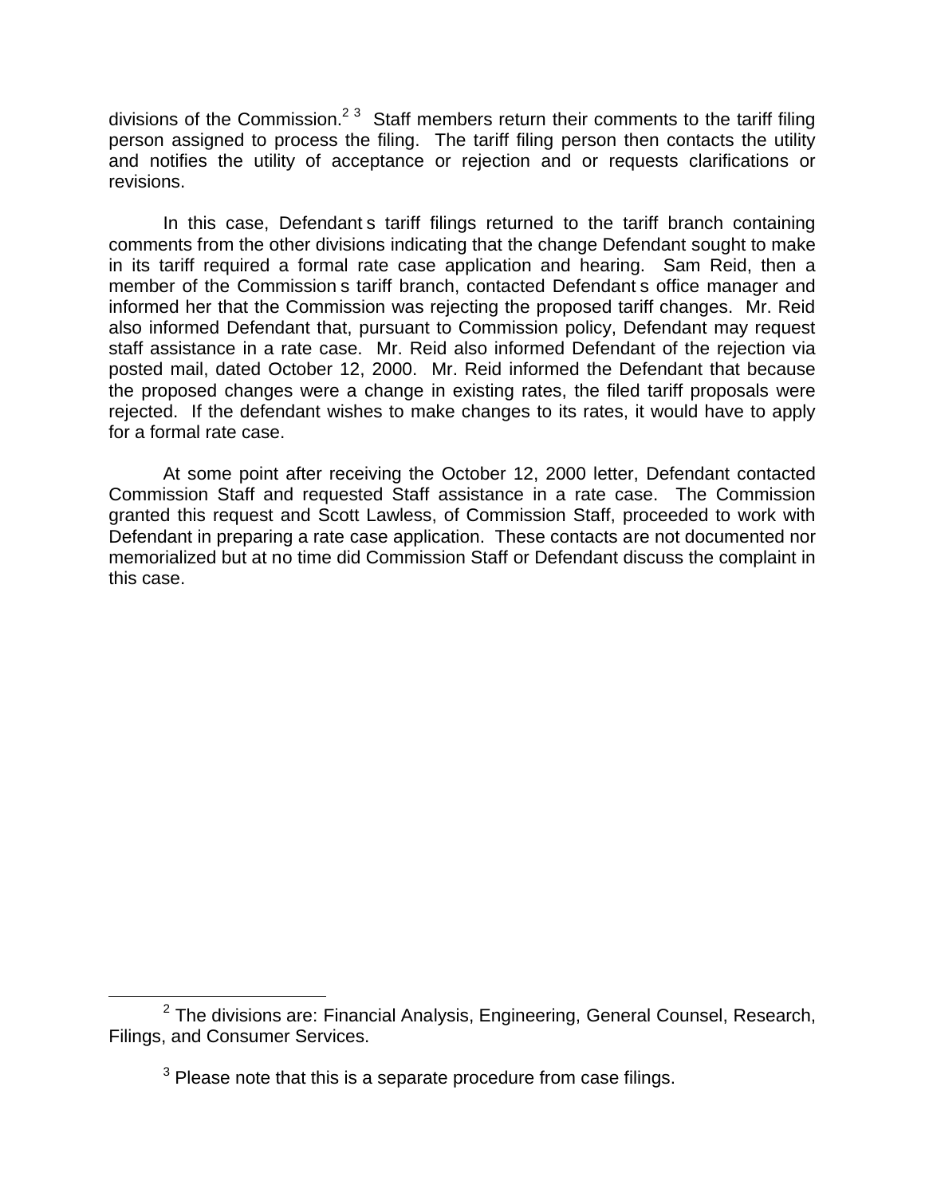divisions of the Commission.[2] [3] Staff members return their comments to the tariff filing person assigned to process the filing. The tariff filing person then contacts the utility and notifies the utility of acceptance or rejection and or requests clarifications or revisions.

In this case, Defendant s tariff filings returned to the tariff branch containing comments from the other divisions indicating that the change Defendant sought to make in its tariff required a formal rate case application and hearing. Sam Reid, then a member of the Commission s tariff branch, contacted Defendant s office manager and informed her that the Commission was rejecting the proposed tariff changes. Mr. Reid also informed Defendant that, pursuant to Commission policy, Defendant may request staff assistance in a rate case. Mr. Reid also informed Defendant of the rejection via posted mail, dated October 12, 2000. Mr. Reid informed the Defendant that because the proposed changes were a change in existing rates, the filed tariff proposals were rejected. If the defendant wishes to make changes to its rates, it would have to apply for a formal rate case.

At some point after receiving the October 12, 2000 letter, Defendant contacted Commission Staff and requested Staff assistance in a rate case. The Commission granted this request and Scott Lawless, of Commission Staff, proceeded to work with Defendant in preparing a rate case application. These contacts are not documented nor memorialized but at no time did Commission Staff or Defendant discuss the complaint in this case.

---

[2] The divisions are: Financial Analysis, Engineering, General Counsel, Research, Filings, and Consumer Services.

[3] Please note that this is a separate procedure from case filings.